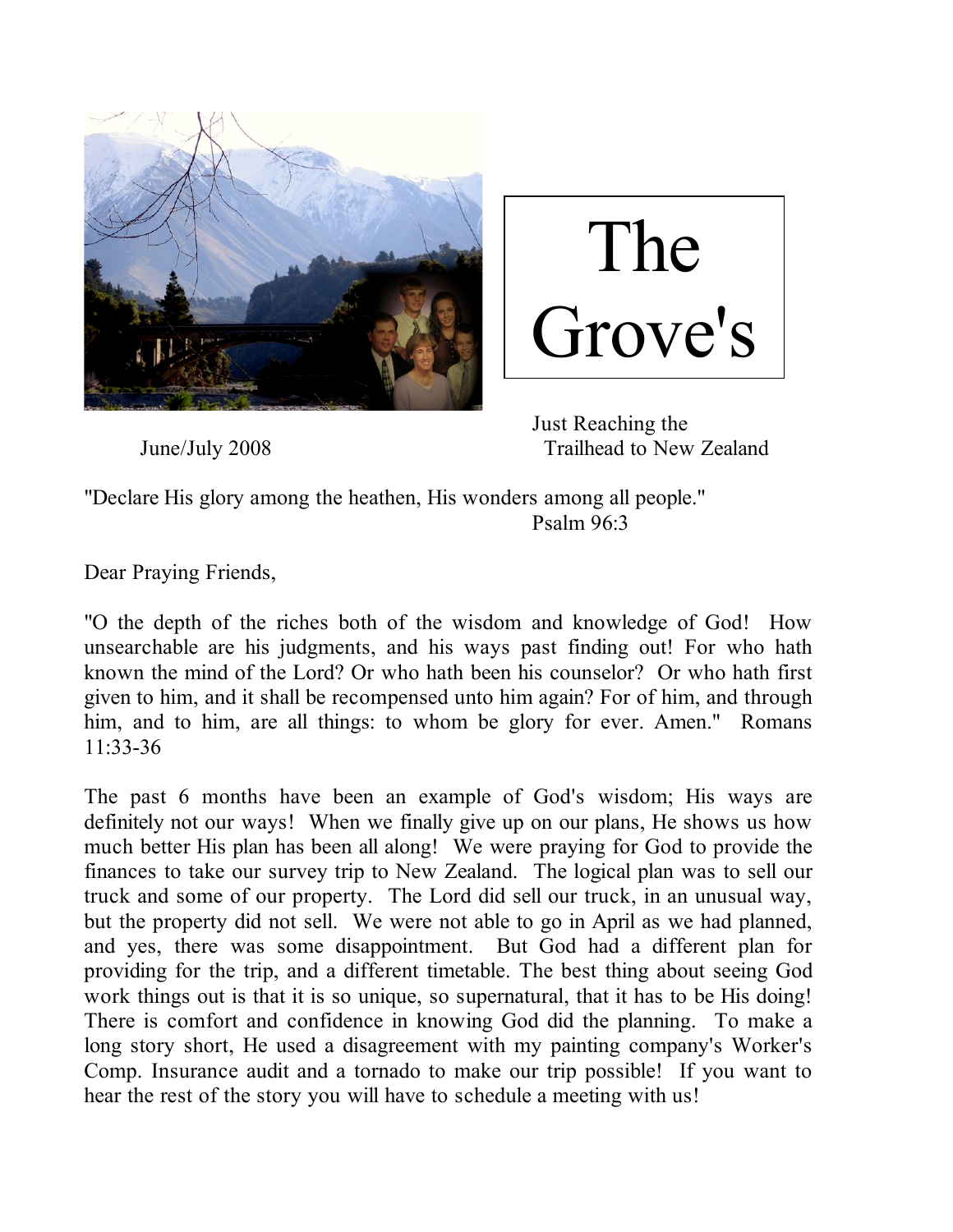# The Grove's

June/July 2008

Just Reaching the Trailhead to New Zealand

"Declare His glory among the heathen, His wonders among all people."
Psalm 96:3

Dear Praying Friends,

"O the depth of the riches both of the wisdom and knowledge of God! How unsearchable are his judgments, and his ways past finding out! For who hath known the mind of the Lord? Or who hath been his counselor? Or who hath first given to him, and it shall be recompensed unto him again? For of him, and through him, and to him, are all things: to whom be glory for ever. Amen." Romans 11:33-36

The past 6 months have been an example of God's wisdom; His ways are definitely not our ways! When we finally give up on our plans, He shows us how much better His plan has been all along! We were praying for God to provide the finances to take our survey trip to New Zealand. The logical plan was to sell our truck and some of our property. The Lord did sell our truck, in an unusual way, but the property did not sell. We were not able to go in April as we had planned, and yes, there was some disappointment. But God had a different plan for providing for the trip, and a different timetable. The best thing about seeing God work things out is that it is so unique, so supernatural, that it has to be His doing! There is comfort and confidence in knowing God did the planning. To make a long story short, He used a disagreement with my painting company's Worker's Comp. Insurance audit and a tornado to make our trip possible! If you want to hear the rest of the story you will have to schedule a meeting with us!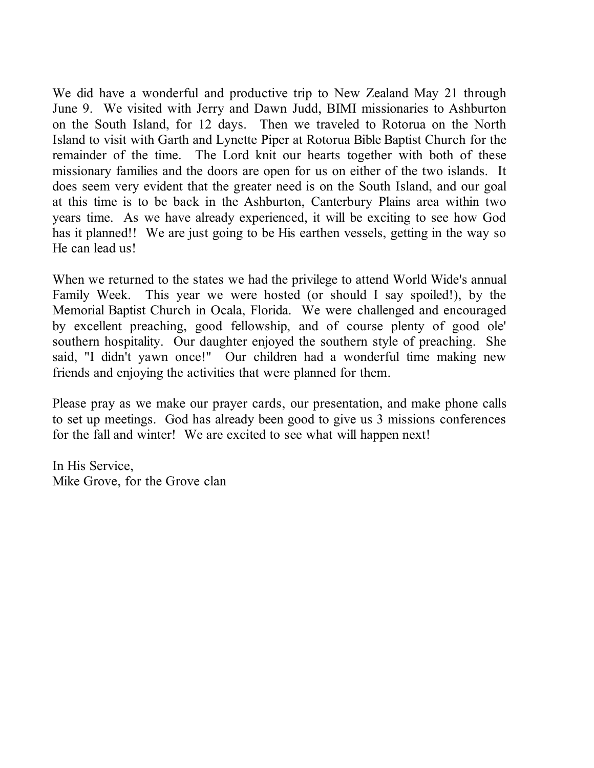We did have a wonderful and productive trip to New Zealand May 21 through June 9. We visited with Jerry and Dawn Judd, BIMI missionaries to Ashburton on the South Island, for 12 days. Then we traveled to Rotorua on the North Island to visit with Garth and Lynette Piper at Rotorua Bible Baptist Church for the remainder of the time. The Lord knit our hearts together with both of these missionary families and the doors are open for us on either of the two islands. It does seem very evident that the greater need is on the South Island, and our goal at this time is to be back in the Ashburton, Canterbury Plains area within two years time. As we have already experienced, it will be exciting to see how God has it planned!! We are just going to be His earthen vessels, getting in the way so He can lead us!

When we returned to the states we had the privilege to attend World Wide's annual Family Week. This year we were hosted (or should I say spoiled!), by the Memorial Baptist Church in Ocala, Florida. We were challenged and encouraged by excellent preaching, good fellowship, and of course plenty of good ole' southern hospitality. Our daughter enjoyed the southern style of preaching. She said, "I didn't yawn once!" Our children had a wonderful time making new friends and enjoying the activities that were planned for them.

Please pray as we make our prayer cards, our presentation, and make phone calls to set up meetings. God has already been good to give us 3 missions conferences for the fall and winter! We are excited to see what will happen next!

In His Service,
Mike Grove, for the Grove clan